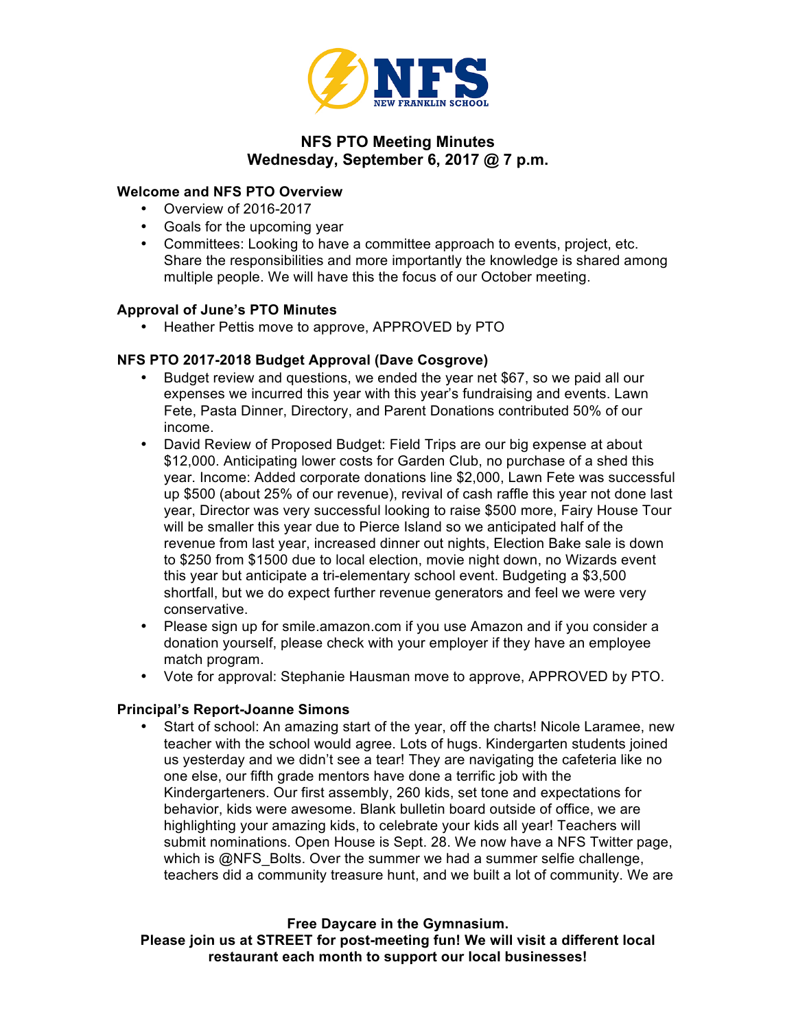# NFS PTO Meeting Minutes
## Wednesday, September 6, 2017 @ 7 p.m.

**Welcome and NFS PTO Overview**

- Overview of 2016-2017
- Goals for the upcoming year
- Committees: Looking to have a committee approach to events, project, etc. Share the responsibilities and more importantly the knowledge is shared among multiple people. We will have this the focus of our October meeting.

**Approval of June's PTO Minutes**

- Heather Pettis move to approve, APPROVED by PTO

**NFS PTO 2017-2018 Budget Approval (Dave Cosgrove)**

- Budget review and questions, we ended the year net $67, so we paid all our expenses we incurred this year with this year's fundraising and events. Lawn Fete, Pasta Dinner, Directory, and Parent Donations contributed 50% of our income.
- David Review of Proposed Budget: Field Trips are our big expense at about $12,000. Anticipating lower costs for Garden Club, no purchase of a shed this year. Income: Added corporate donations line $2,000, Lawn Fete was successful up $500 (about 25% of our revenue), revival of cash raffle this year not done last year, Director was very successful looking to raise $500 more, Fairy House Tour will be smaller this year due to Pierce Island so we anticipated half of the revenue from last year, increased dinner out nights, Election Bake sale is down to $250 from $1500 due to local election, movie night down, no Wizards event this year but anticipate a tri-elementary school event. Budgeting a $3,500 shortfall, but we do expect further revenue generators and feel we were very conservative.
- Please sign up for smile.amazon.com if you use Amazon and if you consider a donation yourself, please check with your employer if they have an employee match program.
- Vote for approval: Stephanie Hausman move to approve, APPROVED by PTO.

**Principal's Report-Joanne Simons**

- Start of school: An amazing start of the year, off the charts! Nicole Laramee, new teacher with the school would agree. Lots of hugs. Kindergarten students joined us yesterday and we didn't see a tear! They are navigating the cafeteria like no one else, our fifth grade mentors have done a terrific job with the Kindergarteners. Our first assembly, 260 kids, set tone and expectations for behavior, kids were awesome. Blank bulletin board outside of office, we are highlighting your amazing kids, to celebrate your kids all year! Teachers will submit nominations. Open House is Sept. 28. We now have a NFS Twitter page, which is @NFS_Bolts. Over the summer we had a summer selfie challenge, teachers did a community treasure hunt, and we built a lot of community. We are

**Free Daycare in the Gymnasium.**
**Please join us at STREET for post-meeting fun! We will visit a different local restaurant each month to support our local businesses!**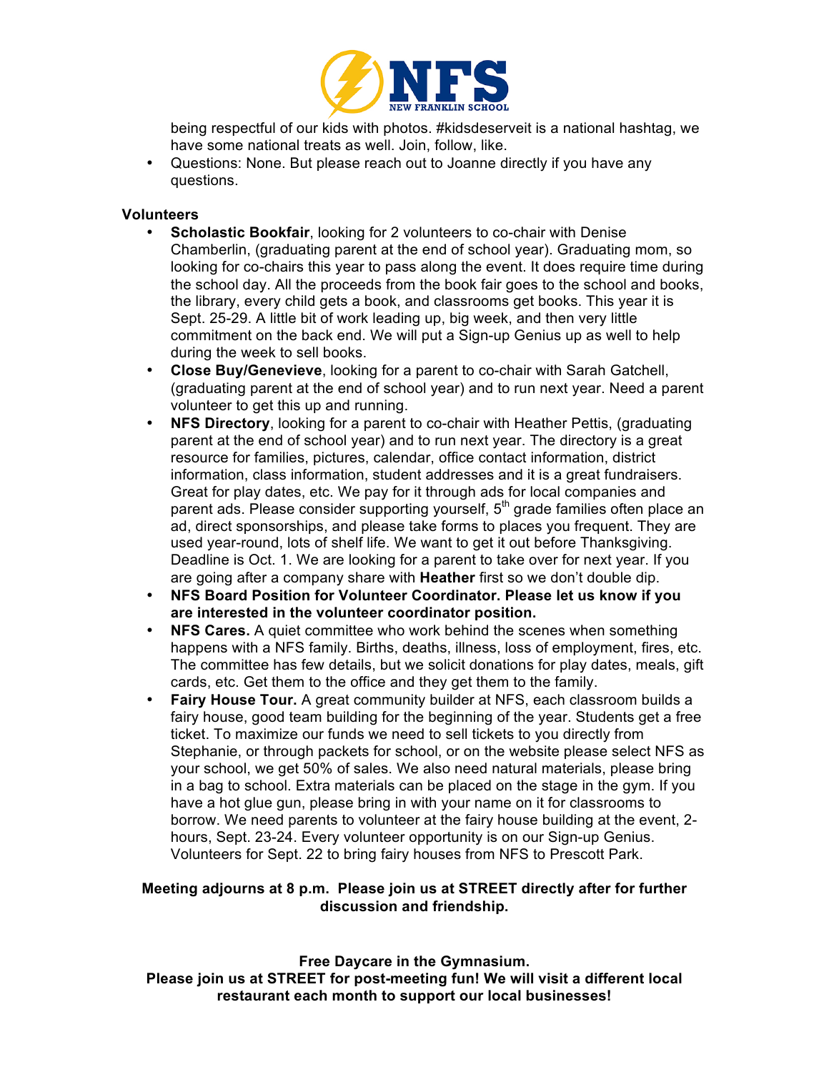being respectful of our kids with photos. #kidsdeserveit is a national hashtag, we have some national treats as well. Join, follow, like.

- Questions: None. But please reach out to Joanne directly if you have any questions.

**Volunteers**

- **Scholastic Bookfair**, looking for 2 volunteers to co-chair with Denise Chamberlin, (graduating parent at the end of school year). Graduating mom, so looking for co-chairs this year to pass along the event. It does require time during the school day. All the proceeds from the book fair goes to the school and books, the library, every child gets a book, and classrooms get books. This year it is Sept. 25-29. A little bit of work leading up, big week, and then very little commitment on the back end. We will put a Sign-up Genius up as well to help during the week to sell books.
- **Close Buy/Genevieve**, looking for a parent to co-chair with Sarah Gatchell, (graduating parent at the end of school year) and to run next year. Need a parent volunteer to get this up and running.
- **NFS Directory**, looking for a parent to co-chair with Heather Pettis, (graduating parent at the end of school year) and to run next year. The directory is a great resource for families, pictures, calendar, office contact information, district information, class information, student addresses and it is a great fundraisers. Great for play dates, etc. We pay for it through ads for local companies and parent ads. Please consider supporting yourself, 5th grade families often place an ad, direct sponsorships, and please take forms to places you frequent. They are used year-round, lots of shelf life. We want to get it out before Thanksgiving. Deadline is Oct. 1. We are looking for a parent to take over for next year. If you are going after a company share with **Heather** first so we don't double dip.
- **NFS Board Position for Volunteer Coordinator. Please let us know if you are interested in the volunteer coordinator position.**
- **NFS Cares.** A quiet committee who work behind the scenes when something happens with a NFS family. Births, deaths, illness, loss of employment, fires, etc. The committee has few details, but we solicit donations for play dates, meals, gift cards, etc. Get them to the office and they get them to the family.
- **Fairy House Tour.** A great community builder at NFS, each classroom builds a fairy house, good team building for the beginning of the year. Students get a free ticket. To maximize our funds we need to sell tickets to you directly from Stephanie, or through packets for school, or on the website please select NFS as your school, we get 50% of sales. We also need natural materials, please bring in a bag to school. Extra materials can be placed on the stage in the gym. If you have a hot glue gun, please bring in with your name on it for classrooms to borrow. We need parents to volunteer at the fairy house building at the event, 2-hours, Sept. 23-24. Every volunteer opportunity is on our Sign-up Genius. Volunteers for Sept. 22 to bring fairy houses from NFS to Prescott Park.

**Meeting adjourns at 8 p.m. Please join us at STREET directly after for further discussion and friendship.**

**Free Daycare in the Gymnasium.**
**Please join us at STREET for post-meeting fun! We will visit a different local restaurant each month to support our local businesses!**